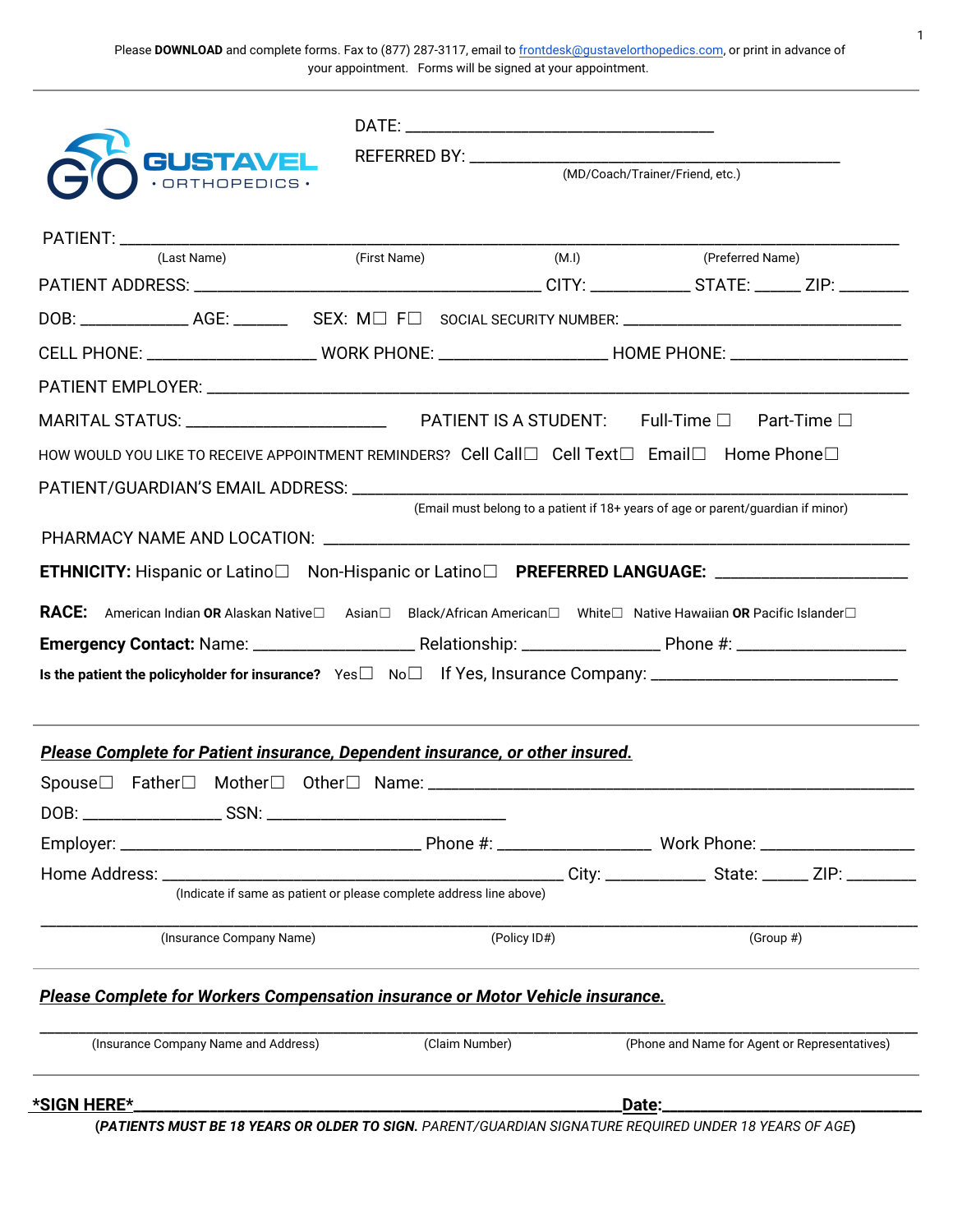Please **DOWNLOAD** and complete forms. Fax to (877) 287-3117, email to frontdesk@gustavelorthopedics.com, or print in advance of your appointment. Forms will be signed at your appointment.

GUSTAVEL · ORTHOPEDICS ·

DATE: ___________________________________

REFERRED BY: ___________________________________________
(MD/Coach/Trainer/Friend, etc.)

PATIENT: ___________________________________________________________________________
(Last Name) (First Name) (M.I) (Preferred Name)

PATIENT ADDRESS: ______________________________________ CITY: ___________ STATE: _____ ZIP: ________

DOB: ____________ AGE: ______ SEX: M☐ F☐ SOCIAL SECURITY NUMBER: _______________________________

CELL PHONE: ___________________ WORK PHONE: ___________________ HOME PHONE: ___________________

PATIENT EMPLOYER: ___________________________________________________________________________

MARITAL STATUS: ______________________ PATIENT IS A STUDENT: Full-Time ☐ Part-Time ☐

HOW WOULD YOU LIKE TO RECEIVE APPOINTMENT REMINDERS? Cell Call☐ Cell Text☐ Email☐ Home Phone☐

PATIENT/GUARDIAN'S EMAIL ADDRESS: ____________________________________________________________
(Email must belong to a patient if 18+ years of age or parent/guardian if minor)

PHARMACY NAME AND LOCATION: _______________________________________________________________

**ETHNICITY:** Hispanic or Latino☐ Non-Hispanic or Latino☐ **PREFERRED LANGUAGE:** ____________________

**RACE:** American Indian **OR** Alaskan Native☐ Asian☐ Black/African American☐ White☐ Native Hawaiian **OR** Pacific Islander☐

**Emergency Contact:** Name: __________________ Relationship: _______________ Phone #: __________________

**Is the patient the policyholder for insurance?** Yes☐ No☐ If Yes, Insurance Company: ___________________________

***<u>Please Complete for Patient insurance, Dependent insurance, or other insured.</u>***

Spouse☐ Father☐ Mother☐ Other☐ Name: ____________________________________________________

DOB: _______________ SSN: ___________________________

Employer: ___________________________________ Phone #: _________________ Work Phone: _________________

Home Address: ___________________________________________ City: ___________ State: _____ ZIP: ________
(Indicate if same as patient or please complete address line above)

___________________________________________________________________________________________
(Insurance Company Name) (Policy ID#) (Group #)

***<u>Please Complete for Workers Compensation insurance or Motor Vehicle insurance.</u>***

___________________________________________________________________________________________
(Insurance Company Name and Address) (Claim Number) (Phone and Name for Agent or Representatives)

**\*SIGN HERE\*___________________________________________________________Date:_____________________________**

(***PATIENTS MUST BE 18 YEARS OR OLDER TO SIGN.*** *PARENT/GUARDIAN SIGNATURE REQUIRED UNDER 18 YEARS OF AGE*)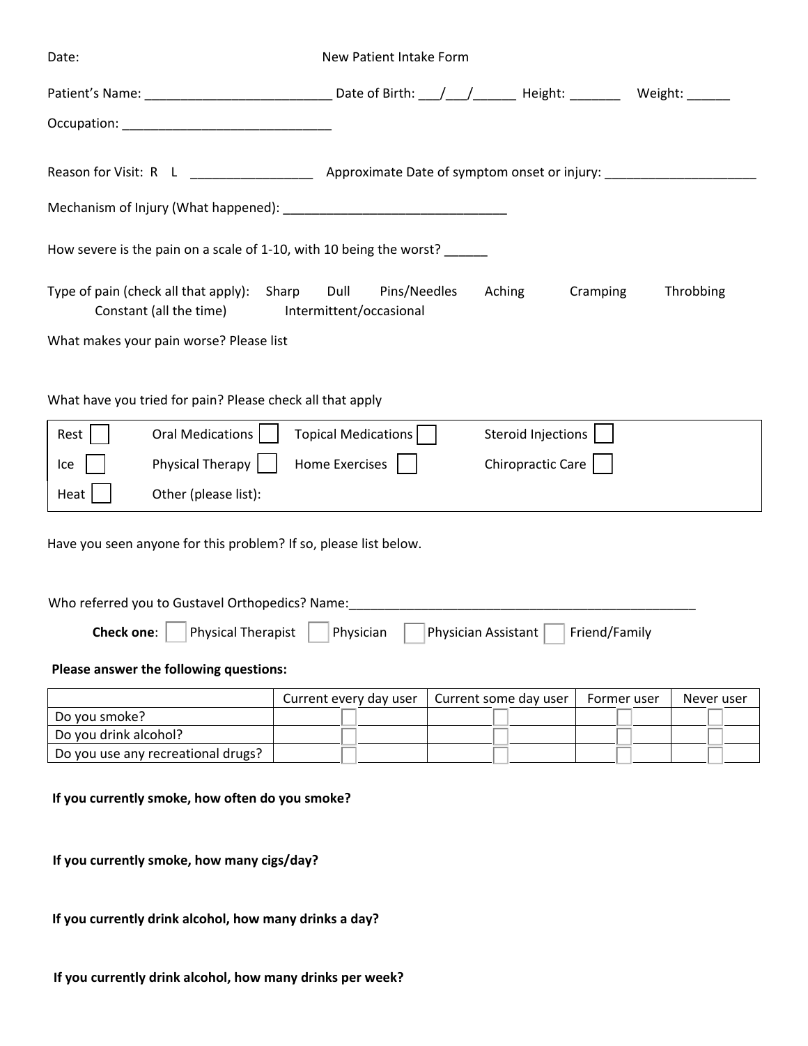Date: New Patient Intake Form

Patient's Name: __________________________ Date of Birth: ___/___/______ Height: _______ Weight: ______

Occupation: _____________________________

Reason for Visit: R L _________________ Approximate Date of symptom onset or injury: _____________________

Mechanism of Injury (What happened): _______________________________

How severe is the pain on a scale of 1-10, with 10 being the worst? ______

Type of pain (check all that apply): Sharp Dull Pins/Needles Aching Cramping Throbbing Constant (all the time) Intermittent/occasional

What makes your pain worse? Please list

What have you tried for pain? Please check all that apply

| | | | |
|---|---|---|---|
| Rest ☐ | Oral Medications ☐ | Topical Medications ☐ | Steroid Injections ☐ |
| Ice ☐ | Physical Therapy ☐ | Home Exercises ☐ | Chiropractic Care ☐ |
| Heat ☐ | Other (please list): | | |

Have you seen anyone for this problem? If so, please list below.

Who referred you to Gustavel Orthopedics? Name:___________________________________________________

**Check one**: ☐ Physical Therapist ☐ Physician ☐ Physician Assistant ☐ Friend/Family

**Please answer the following questions:**

| | Current every day user | Current some day user | Former user | Never user |
|---|---|---|---|---|
| Do you smoke? | ☐ | ☐ | ☐ | ☐ |
| Do you drink alcohol? | ☐ | ☐ | ☐ | ☐ |
| Do you use any recreational drugs? | ☐ | ☐ | ☐ | ☐ |

**If you currently smoke, how often do you smoke?**

**If you currently smoke, how many cigs/day?**

**If you currently drink alcohol, how many drinks a day?**

**If you currently drink alcohol, how many drinks per week?**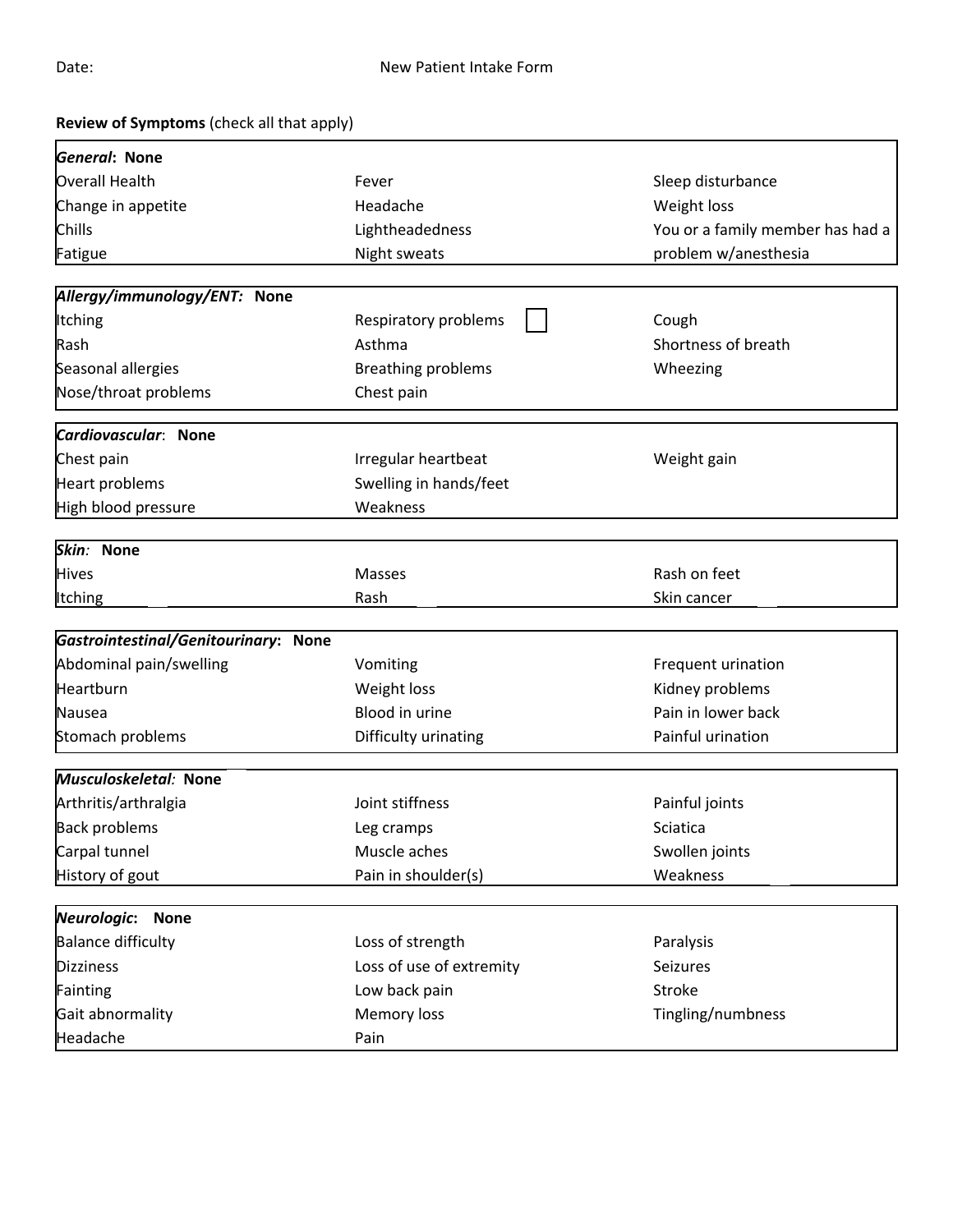Date: New Patient Intake Form

**Review of Symptoms** (check all that apply)

| ***General*: None** | | |
|---|---|---|
| Overall Health | Fever | Sleep disturbance |
| Change in appetite | Headache | Weight loss |
| Chills | Lightheadedness | You or a family member has had a problem w/anesthesia |
| Fatigue | Night sweats | |

| ***Allergy/immunology/ENT:* None** | | |
|---|---|---|
| Itching | Respiratory problems ☐ | Cough |
| Rash | Asthma | Shortness of breath |
| Seasonal allergies | Breathing problems | Wheezing |
| Nose/throat problems | Chest pain | |

| ***Cardiovascular*: None** | | |
|---|---|---|
| Chest pain | Irregular heartbeat | Weight gain |
| Heart problems | Swelling in hands/feet | |
| High blood pressure | Weakness | |

| ***Skin*: None** | | |
|---|---|---|
| Hives | Masses | Rash on feet |
| Itching | Rash | Skin cancer |

| ***Gastrointestinal/Genitourinary*: None** | | |
|---|---|---|
| Abdominal pain/swelling | Vomiting | Frequent urination |
| Heartburn | Weight loss | Kidney problems |
| Nausea | Blood in urine | Pain in lower back |
| Stomach problems | Difficulty urinating | Painful urination |

| ***Musculoskeletal*: None** | | |
|---|---|---|
| Arthritis/arthralgia | Joint stiffness | Painful joints |
| Back problems | Leg cramps | Sciatica |
| Carpal tunnel | Muscle aches | Swollen joints |
| History of gout | Pain in shoulder(s) | Weakness |

| ***Neurologic*: None** | | |
|---|---|---|
| Balance difficulty | Loss of strength | Paralysis |
| Dizziness | Loss of use of extremity | Seizures |
| Fainting | Low back pain | Stroke |
| Gait abnormality | Memory loss | Tingling/numbness |
| Headache | Pain | |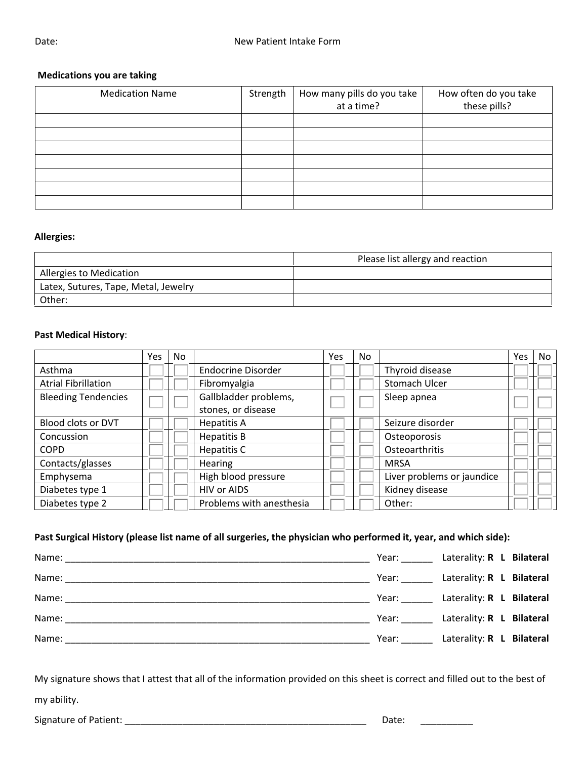Date: New Patient Intake Form

**Medications you are taking**

| Medication Name | Strength | How many pills do you take at a time? | How often do you take these pills? |
| --- | --- | --- | --- |
| | | | |
| | | | |
| | | | |
| | | | |
| | | | |
| | | | |
| | | | |

**Allergies:**

| | Please list allergy and reaction |
| --- | --- |
| Allergies to Medication | |
| Latex, Sutures, Tape, Metal, Jewelry | |
| Other: | |

**Past Medical History**:

| | Yes | No | | Yes | No | | Yes | No |
| --- | --- | --- | --- | --- | --- | --- | --- | --- |
| Asthma | ☐ | ☐ | Endocrine Disorder | ☐ | ☐ | Thyroid disease | ☐ | ☐ |
| Atrial Fibrillation | ☐ | ☐ | Fibromyalgia | ☐ | ☐ | Stomach Ulcer | ☐ | ☐ |
| Bleeding Tendencies | ☐ | ☐ | Gallbladder problems, stones, or disease | ☐ | ☐ | Sleep apnea | ☐ | ☐ |
| Blood clots or DVT | ☐ | ☐ | Hepatitis A | ☐ | ☐ | Seizure disorder | ☐ | ☐ |
| Concussion | ☐ | ☐ | Hepatitis B | ☐ | ☐ | Osteoporosis | ☐ | ☐ |
| COPD | ☐ | ☐ | Hepatitis C | ☐ | ☐ | Osteoarthritis | ☐ | ☐ |
| Contacts/glasses | ☐ | ☐ | Hearing | ☐ | ☐ | MRSA | ☐ | ☐ |
| Emphysema | ☐ | ☐ | High blood pressure | ☐ | ☐ | Liver problems or jaundice | ☐ | ☐ |
| Diabetes type 1 | ☐ | ☐ | HIV or AIDS | ☐ | ☐ | Kidney disease | ☐ | ☐ |
| Diabetes type 2 | ☐ | ☐ | Problems with anesthesia | ☐ | ☐ | Other: | ☐ | ☐ |

**Past Surgical History (please list name of all surgeries, the physician who performed it, year, and which side):**

Name: _______________________________________________________________ Year: ______ Laterality: **R L Bilateral**

Name: _______________________________________________________________ Year: ______ Laterality: **R L Bilateral**

Name: _______________________________________________________________ Year: ______ Laterality: **R L Bilateral**

Name: _______________________________________________________________ Year: ______ Laterality: **R L Bilateral**

Name: _______________________________________________________________ Year: ______ Laterality: **R L Bilateral**

My signature shows that I attest that all of the information provided on this sheet is correct and filled out to the best of my ability.

Signature of Patient: __________________________________________________ Date: __________